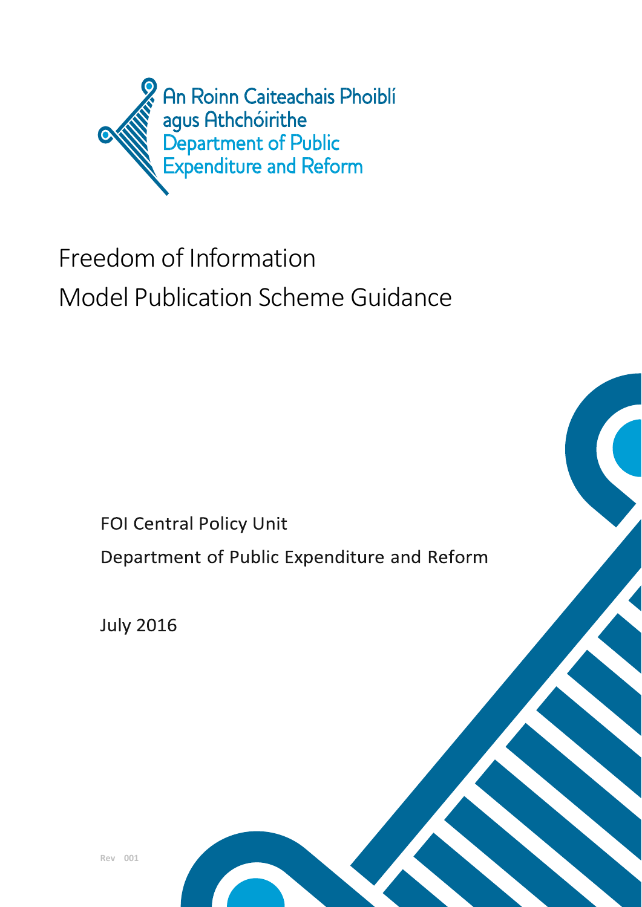An Roinn Caiteachais Phoiblí agus Athchóirithe
Department of Public Expenditure and Reform

# Freedom of Information
# Model Publication Scheme Guidance

FOI Central Policy Unit

Department of Public Expenditure and Reform

July 2016

Rev 001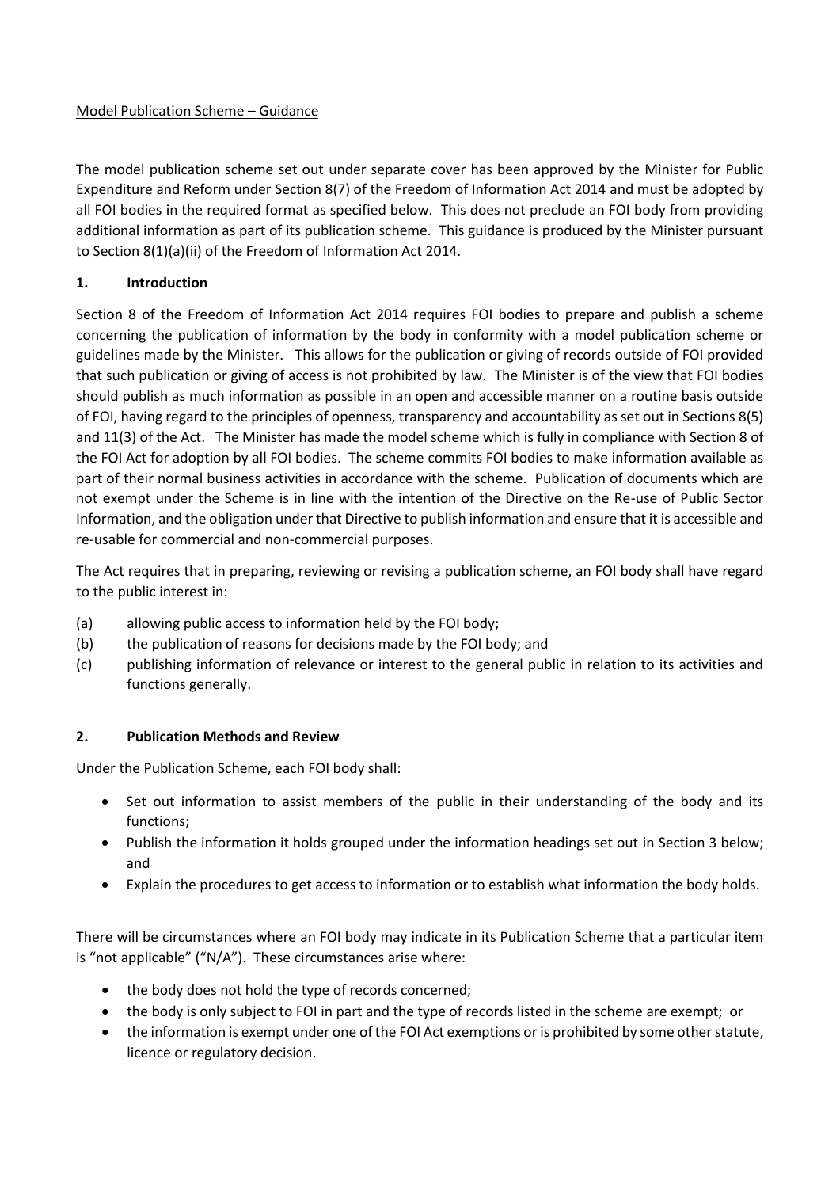Model Publication Scheme – Guidance

The model publication scheme set out under separate cover has been approved by the Minister for Public Expenditure and Reform under Section 8(7) of the Freedom of Information Act 2014 and must be adopted by all FOI bodies in the required format as specified below. This does not preclude an FOI body from providing additional information as part of its publication scheme. This guidance is produced by the Minister pursuant to Section 8(1)(a)(ii) of the Freedom of Information Act 2014.

## 1. Introduction

Section 8 of the Freedom of Information Act 2014 requires FOI bodies to prepare and publish a scheme concerning the publication of information by the body in conformity with a model publication scheme or guidelines made by the Minister. This allows for the publication or giving of records outside of FOI provided that such publication or giving of access is not prohibited by law. The Minister is of the view that FOI bodies should publish as much information as possible in an open and accessible manner on a routine basis outside of FOI, having regard to the principles of openness, transparency and accountability as set out in Sections 8(5) and 11(3) of the Act. The Minister has made the model scheme which is fully in compliance with Section 8 of the FOI Act for adoption by all FOI bodies. The scheme commits FOI bodies to make information available as part of their normal business activities in accordance with the scheme. Publication of documents which are not exempt under the Scheme is in line with the intention of the Directive on the Re-use of Public Sector Information, and the obligation under that Directive to publish information and ensure that it is accessible and re-usable for commercial and non-commercial purposes.

The Act requires that in preparing, reviewing or revising a publication scheme, an FOI body shall have regard to the public interest in:

(a) allowing public access to information held by the FOI body;

(b) the publication of reasons for decisions made by the FOI body; and

(c) publishing information of relevance or interest to the general public in relation to its activities and functions generally.

## 2. Publication Methods and Review

Under the Publication Scheme, each FOI body shall:

- Set out information to assist members of the public in their understanding of the body and its functions;
- Publish the information it holds grouped under the information headings set out in Section 3 below; and
- Explain the procedures to get access to information or to establish what information the body holds.

There will be circumstances where an FOI body may indicate in its Publication Scheme that a particular item is "not applicable" ("N/A"). These circumstances arise where:

- the body does not hold the type of records concerned;
- the body is only subject to FOI in part and the type of records listed in the scheme are exempt; or
- the information is exempt under one of the FOI Act exemptions or is prohibited by some other statute, licence or regulatory decision.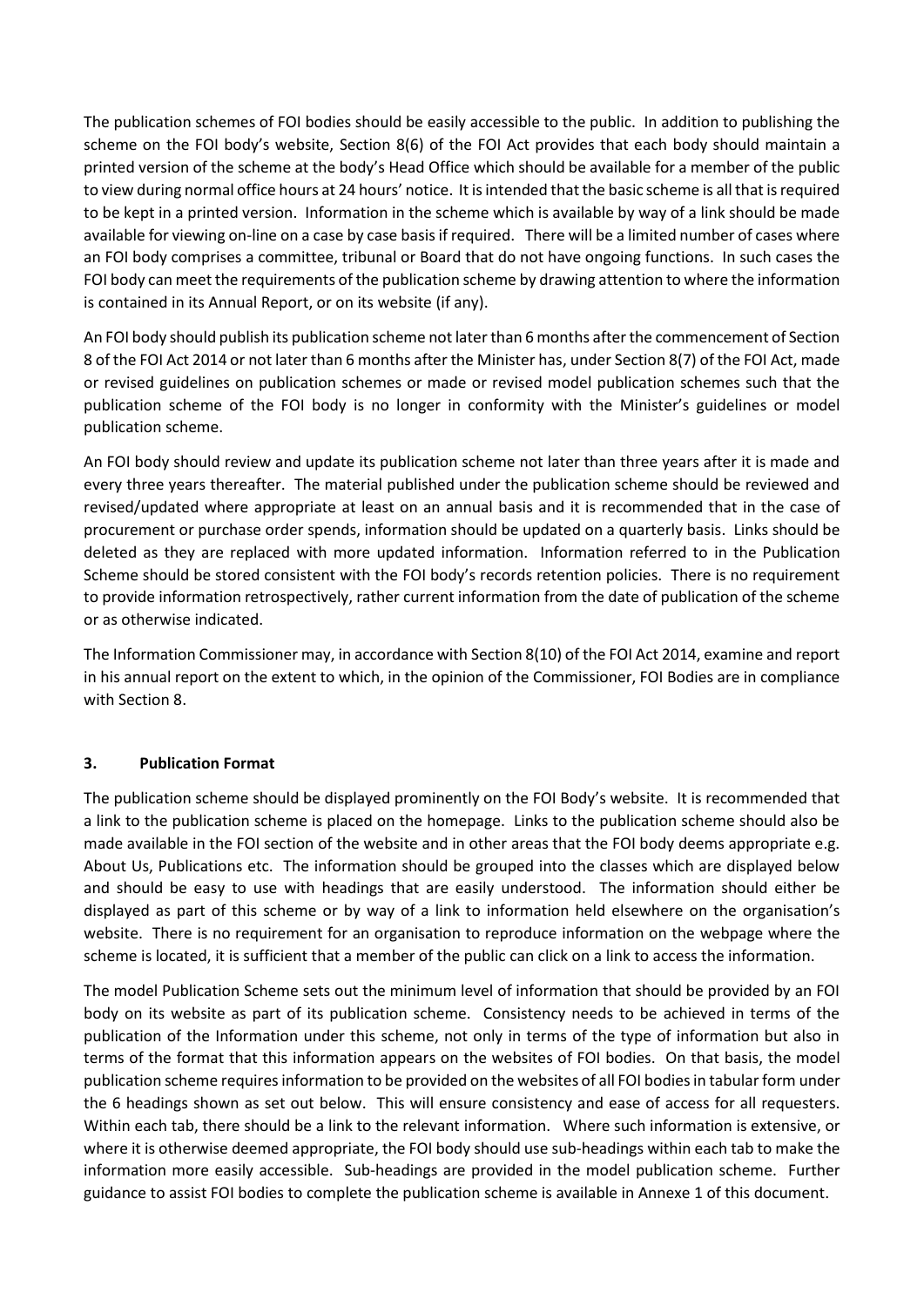The publication schemes of FOI bodies should be easily accessible to the public. In addition to publishing the scheme on the FOI body's website, Section 8(6) of the FOI Act provides that each body should maintain a printed version of the scheme at the body's Head Office which should be available for a member of the public to view during normal office hours at 24 hours' notice. It is intended that the basic scheme is all that is required to be kept in a printed version. Information in the scheme which is available by way of a link should be made available for viewing on-line on a case by case basis if required. There will be a limited number of cases where an FOI body comprises a committee, tribunal or Board that do not have ongoing functions. In such cases the FOI body can meet the requirements of the publication scheme by drawing attention to where the information is contained in its Annual Report, or on its website (if any).

An FOI body should publish its publication scheme not later than 6 months after the commencement of Section 8 of the FOI Act 2014 or not later than 6 months after the Minister has, under Section 8(7) of the FOI Act, made or revised guidelines on publication schemes or made or revised model publication schemes such that the publication scheme of the FOI body is no longer in conformity with the Minister's guidelines or model publication scheme.

An FOI body should review and update its publication scheme not later than three years after it is made and every three years thereafter. The material published under the publication scheme should be reviewed and revised/updated where appropriate at least on an annual basis and it is recommended that in the case of procurement or purchase order spends, information should be updated on a quarterly basis. Links should be deleted as they are replaced with more updated information. Information referred to in the Publication Scheme should be stored consistent with the FOI body's records retention policies. There is no requirement to provide information retrospectively, rather current information from the date of publication of the scheme or as otherwise indicated.

The Information Commissioner may, in accordance with Section 8(10) of the FOI Act 2014, examine and report in his annual report on the extent to which, in the opinion of the Commissioner, FOI Bodies are in compliance with Section 8.

## 3. Publication Format

The publication scheme should be displayed prominently on the FOI Body's website. It is recommended that a link to the publication scheme is placed on the homepage. Links to the publication scheme should also be made available in the FOI section of the website and in other areas that the FOI body deems appropriate e.g. About Us, Publications etc. The information should be grouped into the classes which are displayed below and should be easy to use with headings that are easily understood. The information should either be displayed as part of this scheme or by way of a link to information held elsewhere on the organisation's website. There is no requirement for an organisation to reproduce information on the webpage where the scheme is located, it is sufficient that a member of the public can click on a link to access the information.

The model Publication Scheme sets out the minimum level of information that should be provided by an FOI body on its website as part of its publication scheme. Consistency needs to be achieved in terms of the publication of the Information under this scheme, not only in terms of the type of information but also in terms of the format that this information appears on the websites of FOI bodies. On that basis, the model publication scheme requires information to be provided on the websites of all FOI bodies in tabular form under the 6 headings shown as set out below. This will ensure consistency and ease of access for all requesters. Within each tab, there should be a link to the relevant information. Where such information is extensive, or where it is otherwise deemed appropriate, the FOI body should use sub-headings within each tab to make the information more easily accessible. Sub-headings are provided in the model publication scheme. Further guidance to assist FOI bodies to complete the publication scheme is available in Annexe 1 of this document.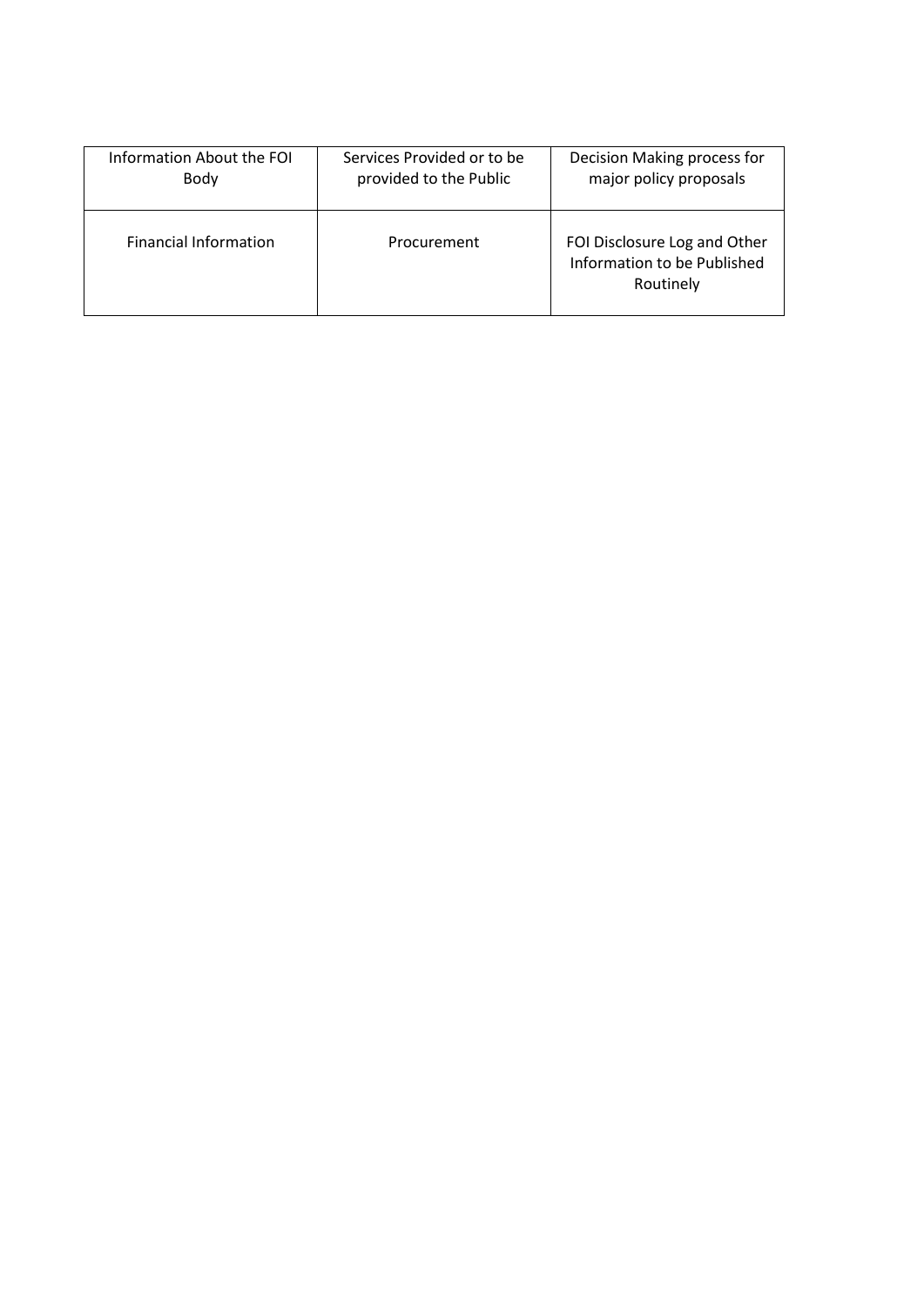| Information About the FOI Body | Services Provided or to be provided to the Public | Decision Making process for major policy proposals |
| --- | --- | --- |
| Financial Information | Procurement | FOI Disclosure Log and Other Information to be Published Routinely |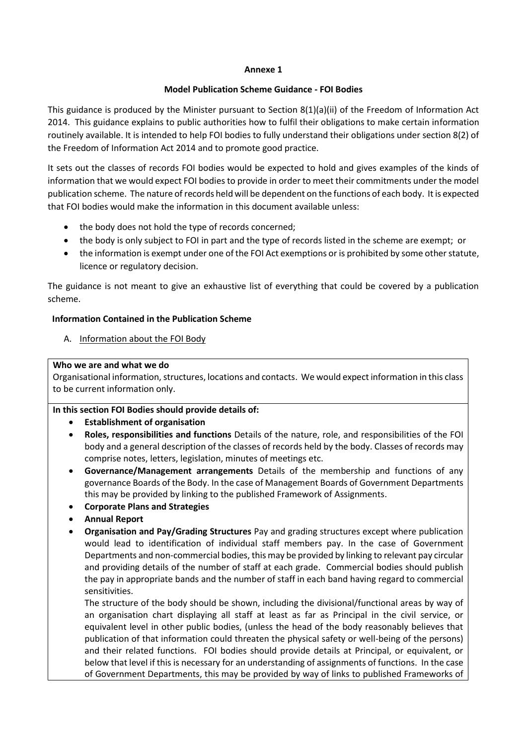**Annexe 1**

**Model Publication Scheme Guidance - FOI Bodies**

This guidance is produced by the Minister pursuant to Section 8(1)(a)(ii) of the Freedom of Information Act 2014. This guidance explains to public authorities how to fulfil their obligations to make certain information routinely available. It is intended to help FOI bodies to fully understand their obligations under section 8(2) of the Freedom of Information Act 2014 and to promote good practice.

It sets out the classes of records FOI bodies would be expected to hold and gives examples of the kinds of information that we would expect FOI bodies to provide in order to meet their commitments under the model publication scheme. The nature of records held will be dependent on the functions of each body. It is expected that FOI bodies would make the information in this document available unless:

- the body does not hold the type of records concerned;
- the body is only subject to FOI in part and the type of records listed in the scheme are exempt; or
- the information is exempt under one of the FOI Act exemptions or is prohibited by some other statute, licence or regulatory decision.

The guidance is not meant to give an exhaustive list of everything that could be covered by a publication scheme.

**Information Contained in the Publication Scheme**

A. Information about the FOI Body

**Who we are and what we do**

Organisational information, structures, locations and contacts. We would expect information in this class to be current information only.

**In this section FOI Bodies should provide details of:**

- **Establishment of organisation**
- **Roles, responsibilities and functions** Details of the nature, role, and responsibilities of the FOI body and a general description of the classes of records held by the body. Classes of records may comprise notes, letters, legislation, minutes of meetings etc.
- **Governance/Management arrangements** Details of the membership and functions of any governance Boards of the Body. In the case of Management Boards of Government Departments this may be provided by linking to the published Framework of Assignments.
- **Corporate Plans and Strategies**
- **Annual Report**
- **Organisation and Pay/Grading Structures** Pay and grading structures except where publication would lead to identification of individual staff members pay. In the case of Government Departments and non-commercial bodies, this may be provided by linking to relevant pay circular and providing details of the number of staff at each grade. Commercial bodies should publish the pay in appropriate bands and the number of staff in each band having regard to commercial sensitivities.

  The structure of the body should be shown, including the divisional/functional areas by way of an organisation chart displaying all staff at least as far as Principal in the civil service, or equivalent level in other public bodies, (unless the head of the body reasonably believes that publication of that information could threaten the physical safety or well-being of the persons) and their related functions. FOI bodies should provide details at Principal, or equivalent, or below that level if this is necessary for an understanding of assignments of functions. In the case of Government Departments, this may be provided by way of links to published Frameworks of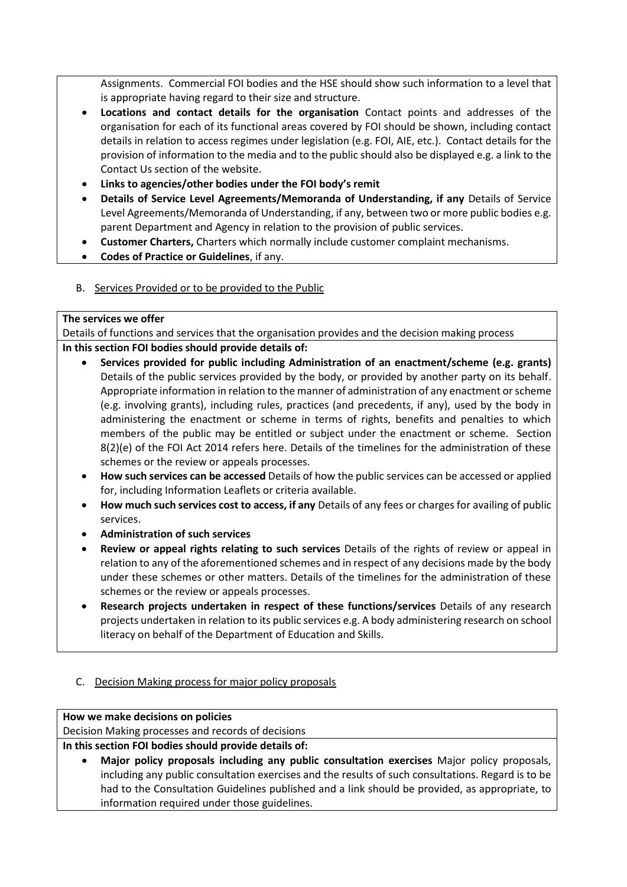Assignments. Commercial FOI bodies and the HSE should show such information to a level that is appropriate having regard to their size and structure.

- **Locations and contact details for the organisation** Contact points and addresses of the organisation for each of its functional areas covered by FOI should be shown, including contact details in relation to access regimes under legislation (e.g. FOI, AIE, etc.). Contact details for the provision of information to the media and to the public should also be displayed e.g. a link to the Contact Us section of the website.
- **Links to agencies/other bodies under the FOI body's remit**
- **Details of Service Level Agreements/Memoranda of Understanding, if any** Details of Service Level Agreements/Memoranda of Understanding, if any, between two or more public bodies e.g. parent Department and Agency in relation to the provision of public services.
- **Customer Charters,** Charters which normally include customer complaint mechanisms.
- **Codes of Practice or Guidelines**, if any.

B. Services Provided or to be provided to the Public

**The services we offer**

Details of functions and services that the organisation provides and the decision making process

**In this section FOI bodies should provide details of:**

- **Services provided for public including Administration of an enactment/scheme (e.g. grants)** Details of the public services provided by the body, or provided by another party on its behalf. Appropriate information in relation to the manner of administration of any enactment or scheme (e.g. involving grants), including rules, practices (and precedents, if any), used by the body in administering the enactment or scheme in terms of rights, benefits and penalties to which members of the public may be entitled or subject under the enactment or scheme. Section 8(2)(e) of the FOI Act 2014 refers here. Details of the timelines for the administration of these schemes or the review or appeals processes.
- **How such services can be accessed** Details of how the public services can be accessed or applied for, including Information Leaflets or criteria available.
- **How much such services cost to access, if any** Details of any fees or charges for availing of public services.
- **Administration of such services**
- **Review or appeal rights relating to such services** Details of the rights of review or appeal in relation to any of the aforementioned schemes and in respect of any decisions made by the body under these schemes or other matters. Details of the timelines for the administration of these schemes or the review or appeals processes.
- **Research projects undertaken in respect of these functions/services** Details of any research projects undertaken in relation to its public services e.g. A body administering research on school literacy on behalf of the Department of Education and Skills.

C. Decision Making process for major policy proposals

**How we make decisions on policies**

Decision Making processes and records of decisions

**In this section FOI bodies should provide details of:**

- **Major policy proposals including any public consultation exercises** Major policy proposals, including any public consultation exercises and the results of such consultations. Regard is to be had to the Consultation Guidelines published and a link should be provided, as appropriate, to information required under those guidelines.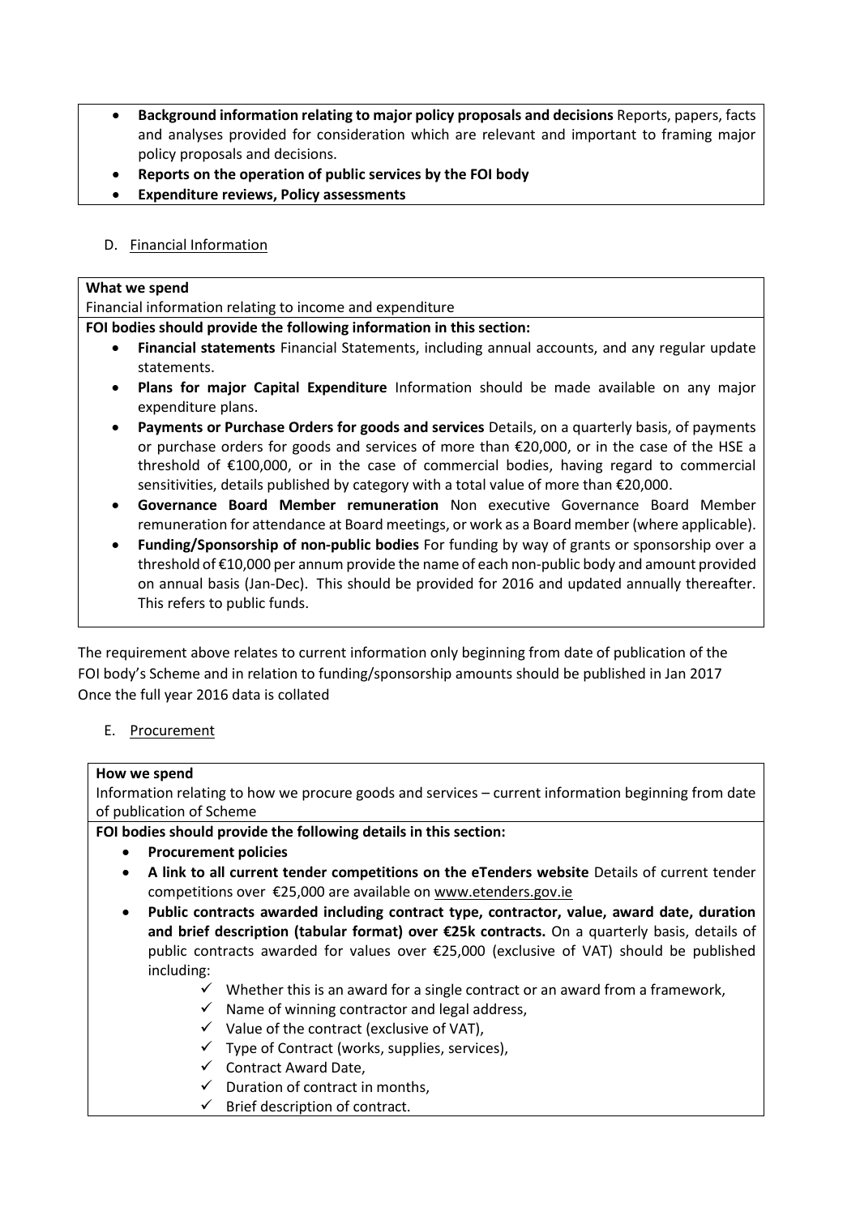- **Background information relating to major policy proposals and decisions** Reports, papers, facts and analyses provided for consideration which are relevant and important to framing major policy proposals and decisions.
- **Reports on the operation of public services by the FOI body**
- **Expenditure reviews, Policy assessments**

D. Financial Information

**What we spend**

Financial information relating to income and expenditure

**FOI bodies should provide the following information in this section:**

- **Financial statements** Financial Statements, including annual accounts, and any regular update statements.
- **Plans for major Capital Expenditure** Information should be made available on any major expenditure plans.
- **Payments or Purchase Orders for goods and services** Details, on a quarterly basis, of payments or purchase orders for goods and services of more than €20,000, or in the case of the HSE a threshold of €100,000, or in the case of commercial bodies, having regard to commercial sensitivities, details published by category with a total value of more than €20,000.
- **Governance Board Member remuneration** Non executive Governance Board Member remuneration for attendance at Board meetings, or work as a Board member (where applicable).
- **Funding/Sponsorship of non-public bodies** For funding by way of grants or sponsorship over a threshold of €10,000 per annum provide the name of each non-public body and amount provided on annual basis (Jan-Dec). This should be provided for 2016 and updated annually thereafter. This refers to public funds.

The requirement above relates to current information only beginning from date of publication of the FOI body's Scheme and in relation to funding/sponsorship amounts should be published in Jan 2017 Once the full year 2016 data is collated

E. Procurement

**How we spend**

Information relating to how we procure goods and services – current information beginning from date of publication of Scheme

**FOI bodies should provide the following details in this section:**

- **Procurement policies**
- **A link to all current tender competitions on the eTenders website** Details of current tender competitions over €25,000 are available on www.etenders.gov.ie
- **Public contracts awarded including contract type, contractor, value, award date, duration and brief description (tabular format) over €25k contracts.** On a quarterly basis, details of public contracts awarded for values over €25,000 (exclusive of VAT) should be published including:
  - ✓ Whether this is an award for a single contract or an award from a framework,
  - ✓ Name of winning contractor and legal address,
  - ✓ Value of the contract (exclusive of VAT),
  - ✓ Type of Contract (works, supplies, services),
  - ✓ Contract Award Date,
  - ✓ Duration of contract in months,
  - ✓ Brief description of contract.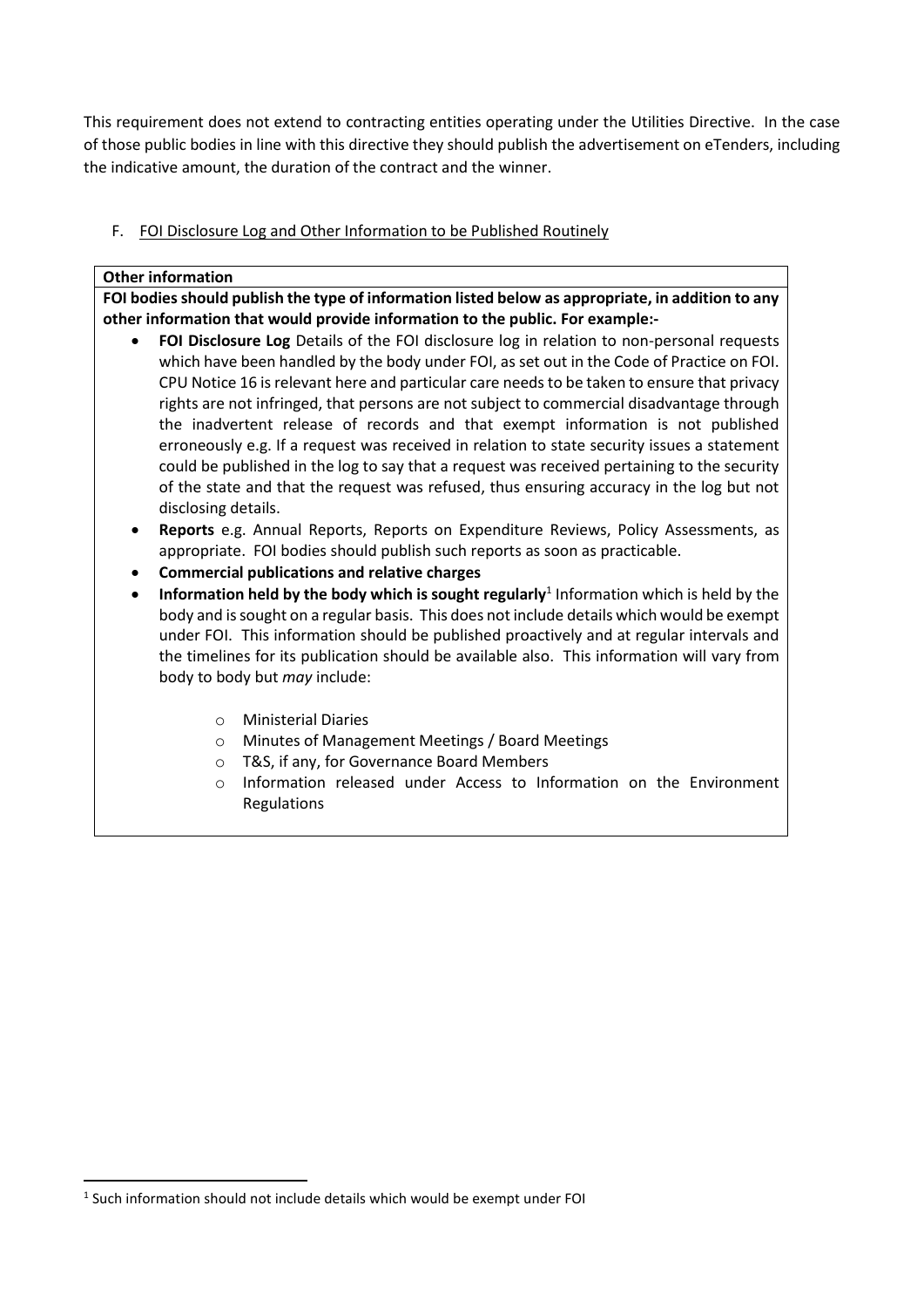This requirement does not extend to contracting entities operating under the Utilities Directive. In the case of those public bodies in line with this directive they should publish the advertisement on eTenders, including the indicative amount, the duration of the contract and the winner.

F. FOI Disclosure Log and Other Information to be Published Routinely

**Other information**

**FOI bodies should publish the type of information listed below as appropriate, in addition to any other information that would provide information to the public. For example:-**

- **FOI Disclosure Log** Details of the FOI disclosure log in relation to non-personal requests which have been handled by the body under FOI, as set out in the Code of Practice on FOI. CPU Notice 16 is relevant here and particular care needs to be taken to ensure that privacy rights are not infringed, that persons are not subject to commercial disadvantage through the inadvertent release of records and that exempt information is not published erroneously e.g. If a request was received in relation to state security issues a statement could be published in the log to say that a request was received pertaining to the security of the state and that the request was refused, thus ensuring accuracy in the log but not disclosing details.
- **Reports** e.g. Annual Reports, Reports on Expenditure Reviews, Policy Assessments, as appropriate. FOI bodies should publish such reports as soon as practicable.
- **Commercial publications and relative charges**
- **Information held by the body which is sought regularly**[1] Information which is held by the body and is sought on a regular basis. This does not include details which would be exempt under FOI. This information should be published proactively and at regular intervals and the timelines for its publication should be available also. This information will vary from body to body but *may* include:
  - Ministerial Diaries
  - Minutes of Management Meetings / Board Meetings
  - T&S, if any, for Governance Board Members
  - Information released under Access to Information on the Environment Regulations

[1] Such information should not include details which would be exempt under FOI